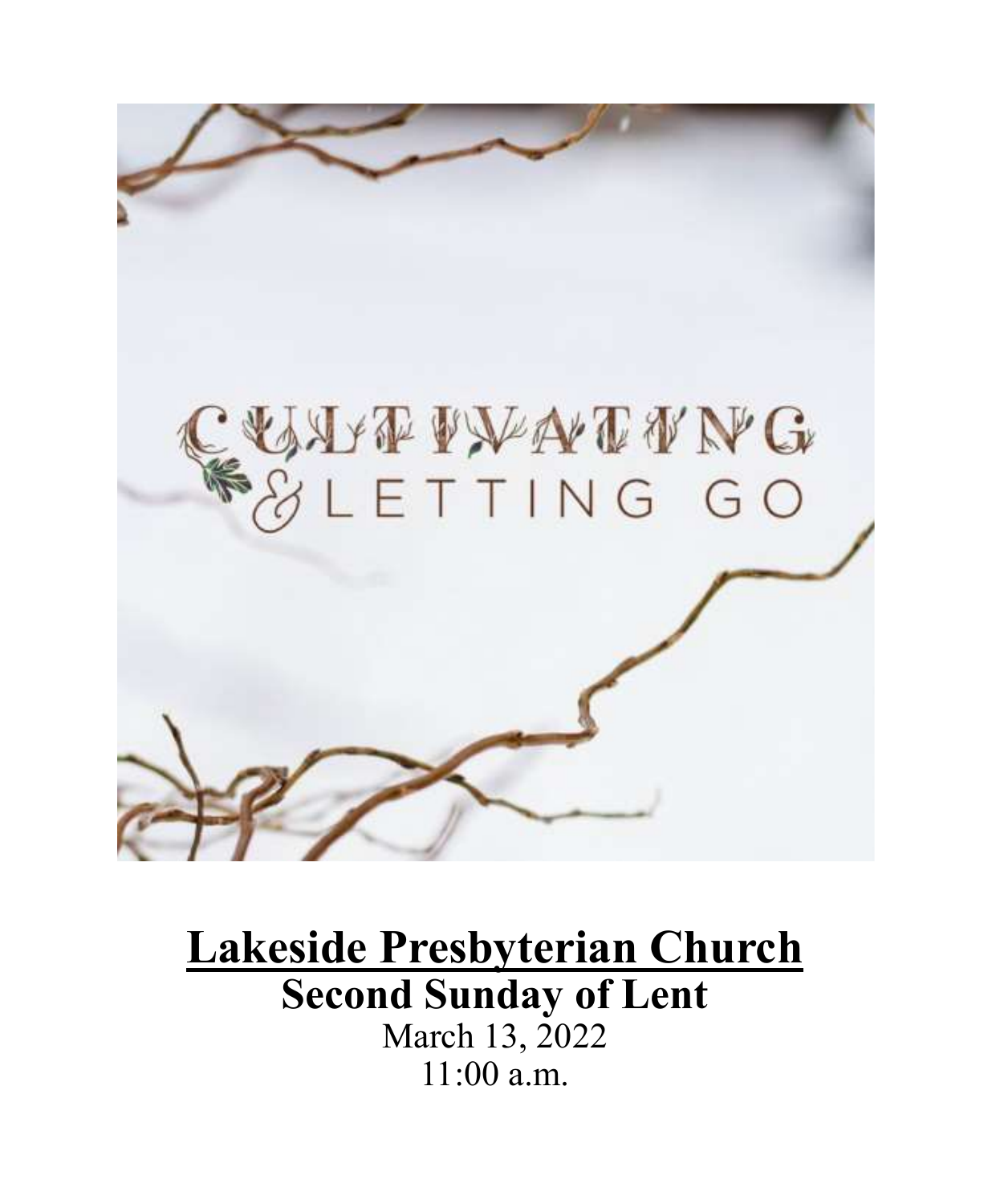CULTIVATING & LETTING GO

# Lakeside Presbyterian Church

## Second Sunday of Lent

March 13, 2022

11:00 a.m.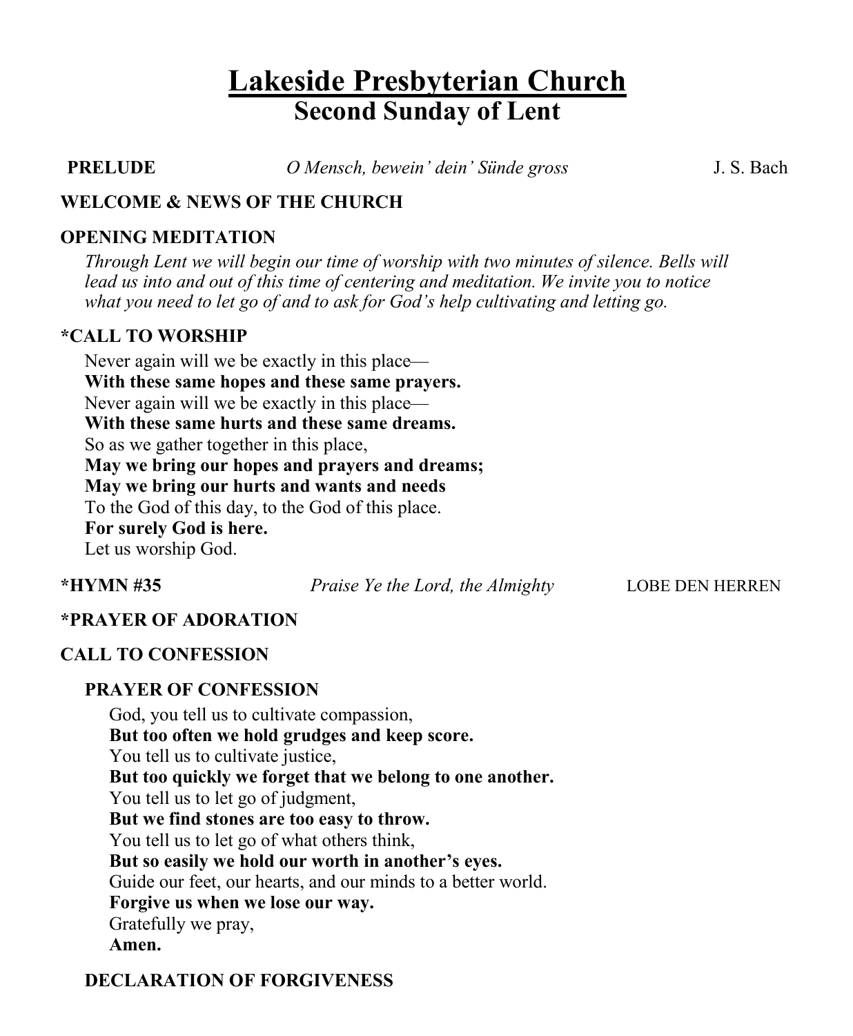# Lakeside Presbyterian Church
## Second Sunday of Lent

**PRELUDE** *O Mensch, bewein' dein' Sünde gross* J. S. Bach

**WELCOME & NEWS OF THE CHURCH**

**OPENING MEDITATION**

*Through Lent we will begin our time of worship with two minutes of silence. Bells will lead us into and out of this time of centering and meditation. We invite you to notice what you need to let go of and to ask for God's help cultivating and letting go.*

**\*CALL TO WORSHIP**

Never again will we be exactly in this place—
**With these same hopes and these same prayers.**
Never again will we be exactly in this place—
**With these same hurts and these same dreams.**
So as we gather together in this place,
**May we bring our hopes and prayers and dreams;**
**May we bring our hurts and wants and needs**
To the God of this day, to the God of this place.
**For surely God is here.**
Let us worship God.

**\*HYMN #35** *Praise Ye the Lord, the Almighty* LOBE DEN HERREN

**\*PRAYER OF ADORATION**

**CALL TO CONFESSION**

**PRAYER OF CONFESSION**

God, you tell us to cultivate compassion,
**But too often we hold grudges and keep score.**
You tell us to cultivate justice,
**But too quickly we forget that we belong to one another.**
You tell us to let go of judgment,
**But we find stones are too easy to throw.**
You tell us to let go of what others think,
**But so easily we hold our worth in another's eyes.**
Guide our feet, our hearts, and our minds to a better world.
**Forgive us when we lose our way.**
Gratefully we pray,
**Amen.**

**DECLARATION OF FORGIVENESS**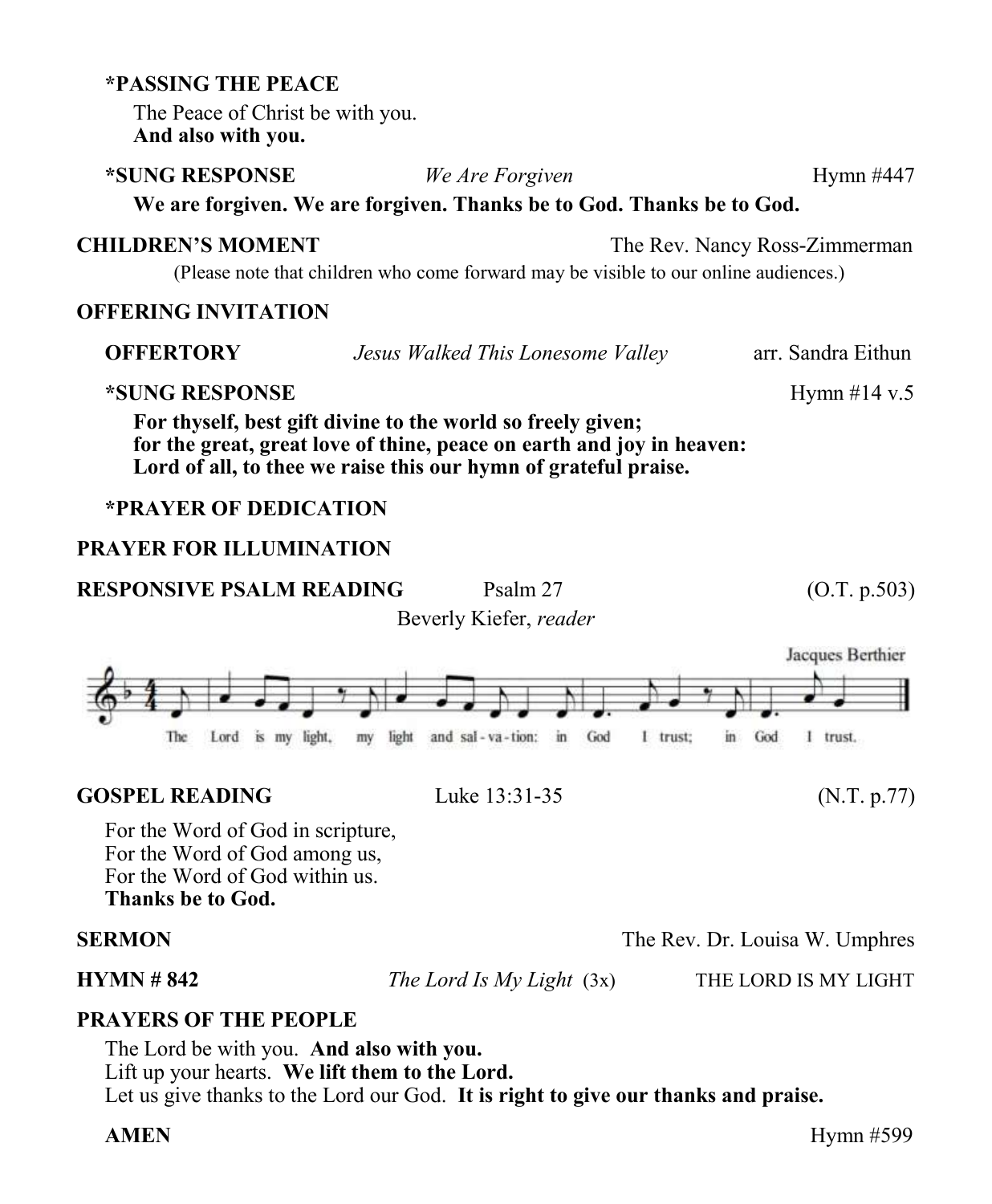**\*PASSING THE PEACE**

The Peace of Christ be with you.
**And also with you.**

**\*SUNG RESPONSE** *We Are Forgiven* Hymn #447

**We are forgiven. We are forgiven. Thanks be to God. Thanks be to God.**

**CHILDREN'S MOMENT** The Rev. Nancy Ross-Zimmerman

(Please note that children who come forward may be visible to our online audiences.)

**OFFERING INVITATION**

**OFFERTORY** *Jesus Walked This Lonesome Valley* arr. Sandra Eithun

**\*SUNG RESPONSE** Hymn #14 v.5

**For thyself, best gift divine to the world so freely given;**
**for the great, great love of thine, peace on earth and joy in heaven:**
**Lord of all, to thee we raise this our hymn of grateful praise.**

**\*PRAYER OF DEDICATION**

**PRAYER FOR ILLUMINATION**

**RESPONSIVE PSALM READING** Psalm 27 (O.T. p.503)

Beverly Kiefer, *reader*

Jacques Berthier

The Lord is my light, my light and sal-va-tion: in God I trust; in God I trust.

**GOSPEL READING** Luke 13:31-35 (N.T. p.77)

For the Word of God in scripture,
For the Word of God among us,
For the Word of God within us.
**Thanks be to God.**

**SERMON** The Rev. Dr. Louisa W. Umphres

**HYMN # 842** *The Lord Is My Light* (3x) THE LORD IS MY LIGHT

**PRAYERS OF THE PEOPLE**

The Lord be with you. **And also with you.**
Lift up your hearts. **We lift them to the Lord.**
Let us give thanks to the Lord our God. **It is right to give our thanks and praise.**

**AMEN** Hymn #599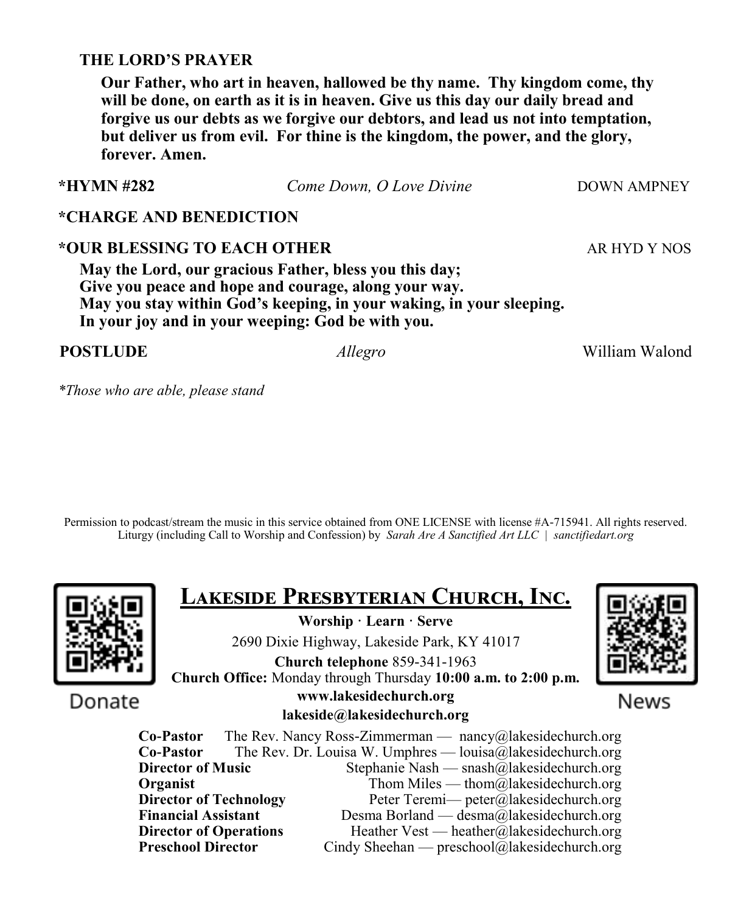**THE LORD'S PRAYER**

**Our Father, who art in heaven, hallowed be thy name. Thy kingdom come, thy will be done, on earth as it is in heaven. Give us this day our daily bread and forgive us our debts as we forgive our debtors, and lead us not into temptation, but deliver us from evil. For thine is the kingdom, the power, and the glory, forever. Amen.**

**\*HYMN #282** *Come Down, O Love Divine* DOWN AMPNEY

**\*CHARGE AND BENEDICTION**

**\*OUR BLESSING TO EACH OTHER** AR HYD Y NOS

**May the Lord, our gracious Father, bless you this day;**
**Give you peace and hope and courage, along your way.**
**May you stay within God's keeping, in your waking, in your sleeping.**
**In your joy and in your weeping: God be with you.**

**POSTLUDE** *Allegro* William Walond

*\*Those who are able, please stand*

Permission to podcast/stream the music in this service obtained from ONE LICENSE with license #A-715941. All rights reserved. Liturgy (including Call to Worship and Confession) by *Sarah Are A Sanctified Art LLC | sanctifiedart.org*

Donate

News

## Lakeside Presbyterian Church, Inc.

**Worship · Learn · Serve**

2690 Dixie Highway, Lakeside Park, KY 41017

**Church telephone** 859-341-1963

**Church Office:** Monday through Thursday **10:00 a.m. to 2:00 p.m.**

**www.lakesidechurch.org**

**lakeside@lakesidechurch.org**

**Co-Pastor** The Rev. Nancy Ross-Zimmerman — nancy@lakesidechurch.org
**Co-Pastor** The Rev. Dr. Louisa W. Umphres — louisa@lakesidechurch.org
**Director of Music** Stephanie Nash — snash@lakesidechurch.org
**Organist** Thom Miles — thom@lakesidechurch.org
**Director of Technology** Peter Teremi— peter@lakesidechurch.org
**Financial Assistant** Desma Borland — desma@lakesidechurch.org
**Director of Operations** Heather Vest — heather@lakesidechurch.org
**Preschool Director** Cindy Sheehan — preschool@lakesidechurch.org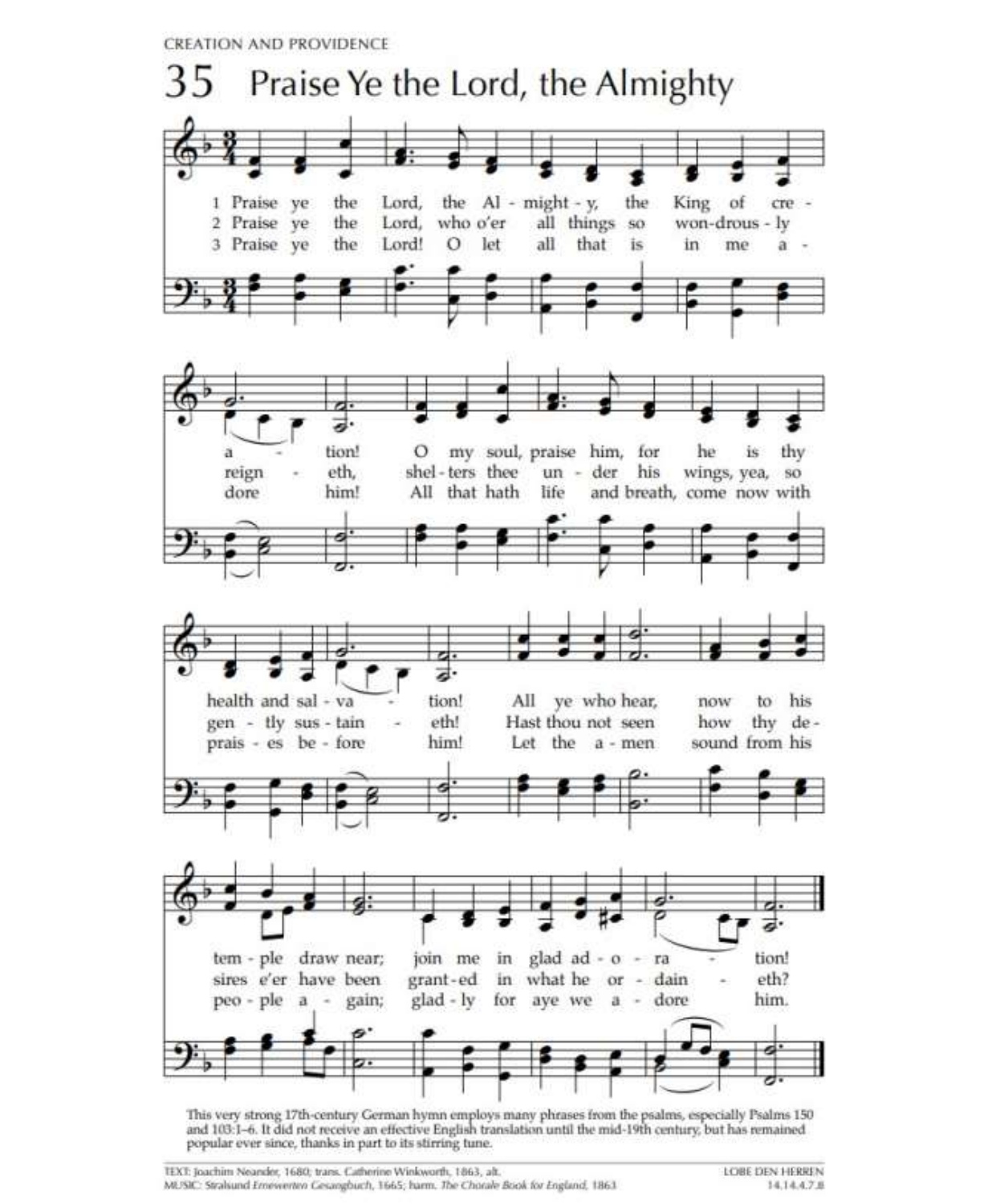CREATION AND PROVIDENCE

# 35 Praise Ye the Lord, the Almighty

1 Praise ye the Lord, the Almighty, the King of creation! O my soul, praise him, for he is thy health and salvation! All ye who hear, now to his temple draw near; join me in glad adoration!

2 Praise ye the Lord, who o'er all things so wondrously reigneth, shelters thee under his wings, yea, so gently sustaineth! Hast thou not seen how thy desires e'er have been granted in what he ordaineth?

3 Praise ye the Lord! O let all that is in me adore him! All that hath life and breath, come now with praises before him! Let the amen sound from his people again; gladly for aye we adore him.

This very strong 17th-century German hymn employs many phrases from the psalms, especially Psalms 150 and 103:1–6. It did not receive an effective English translation until the mid-19th century, but has remained popular ever since, thanks in part to its stirring tune.

TEXT: Joachim Neander, 1680; trans. Catherine Winkworth, 1863, alt.
MUSIC: Stralsund *Ernewerten Gesangbuch*, 1665; harm. *The Chorale Book for England*, 1863

LOBE DEN HERREN
14.14.4.7.8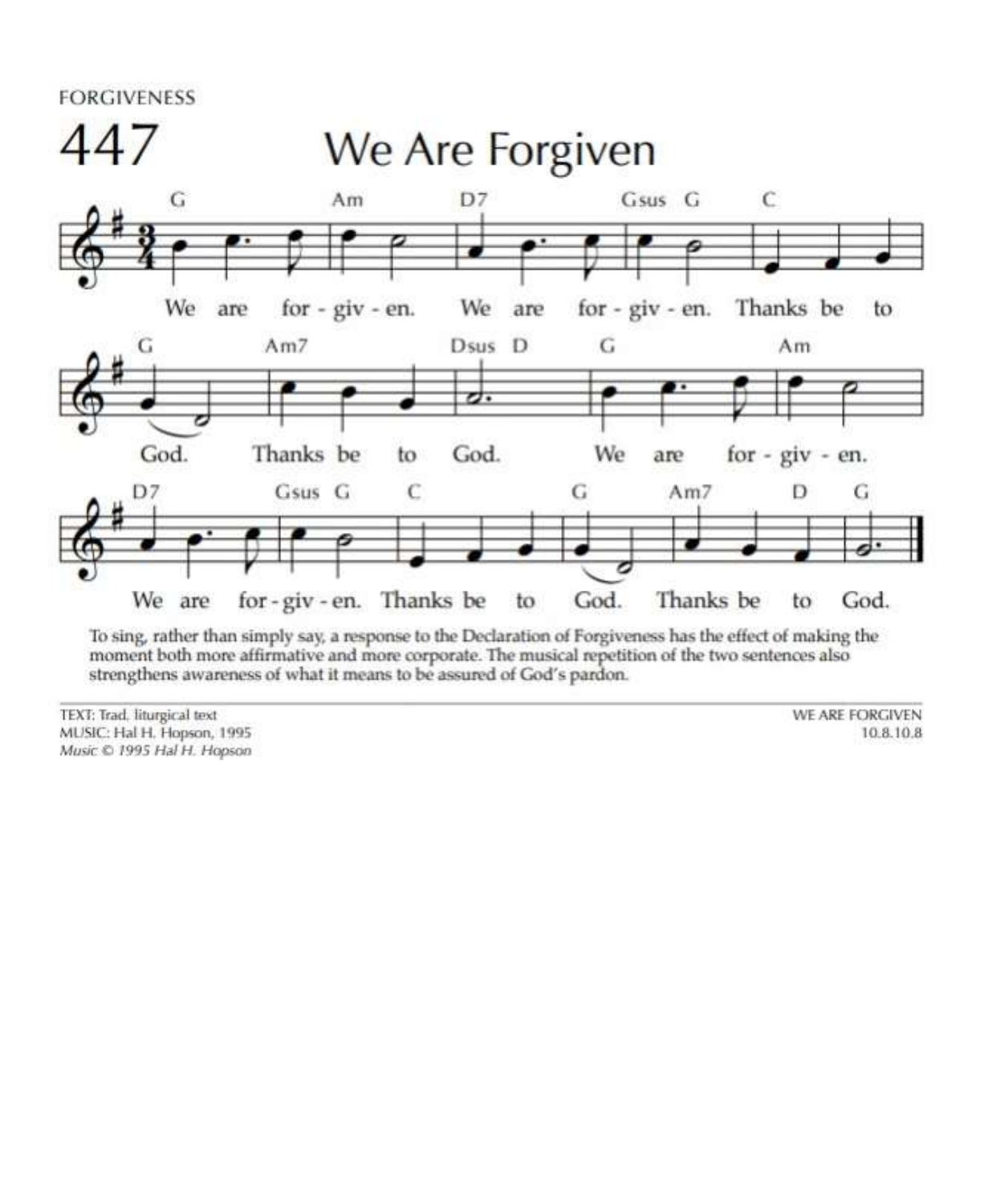FORGIVENESS

# 447 We Are Forgiven

We are for - giv - en. We are for - giv - en. Thanks be to God. Thanks be to God. We are for - giv - en. We are for - giv - en. Thanks be to God. Thanks be to God.

To sing, rather than simply say, a response to the Declaration of Forgiveness has the effect of making the moment both more affirmative and more corporate. The musical repetition of the two sentences also strengthens awareness of what it means to be assured of God's pardon.

TEXT: Trad. liturgical text
MUSIC: Hal H. Hopson, 1995
*Music © 1995 Hal H. Hopson*

WE ARE FORGIVEN
10.8.10.8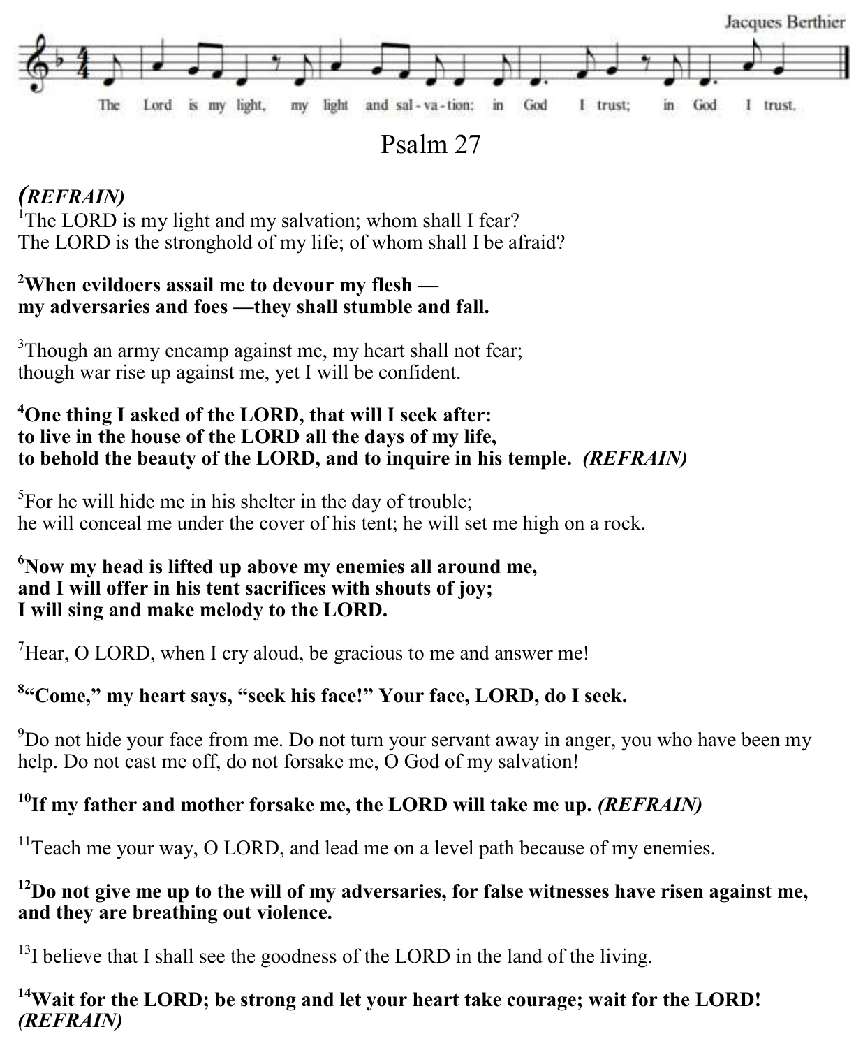Jacques Berthier

The Lord is my light, my light and sal - va - tion: in God I trust; in God I trust.

# Psalm 27

***(REFRAIN)***

[1]The LORD is my light and my salvation; whom shall I fear?
The LORD is the stronghold of my life; of whom shall I be afraid?

**[2]When evildoers assail me to devour my flesh —
my adversaries and foes —they shall stumble and fall.**

[3]Though an army encamp against me, my heart shall not fear;
though war rise up against me, yet I will be confident.

**[4]One thing I asked of the LORD, that will I seek after:
to live in the house of the LORD all the days of my life,
to behold the beauty of the LORD, and to inquire in his temple.** ***(REFRAIN)***

[5]For he will hide me in his shelter in the day of trouble;
he will conceal me under the cover of his tent; he will set me high on a rock.

**[6]Now my head is lifted up above my enemies all around me,
and I will offer in his tent sacrifices with shouts of joy;
I will sing and make melody to the LORD.**

[7]Hear, O LORD, when I cry aloud, be gracious to me and answer me!

**[8]"Come," my heart says, "seek his face!" Your face, LORD, do I seek.**

[9]Do not hide your face from me. Do not turn your servant away in anger, you who have been my help. Do not cast me off, do not forsake me, O God of my salvation!

**[10]If my father and mother forsake me, the LORD will take me up.** ***(REFRAIN)***

[11]Teach me your way, O LORD, and lead me on a level path because of my enemies.

**[12]Do not give me up to the will of my adversaries, for false witnesses have risen against me, and they are breathing out violence.**

[13]I believe that I shall see the goodness of the LORD in the land of the living.

**[14]Wait for the LORD; be strong and let your heart take courage; wait for the LORD!**
***(REFRAIN)***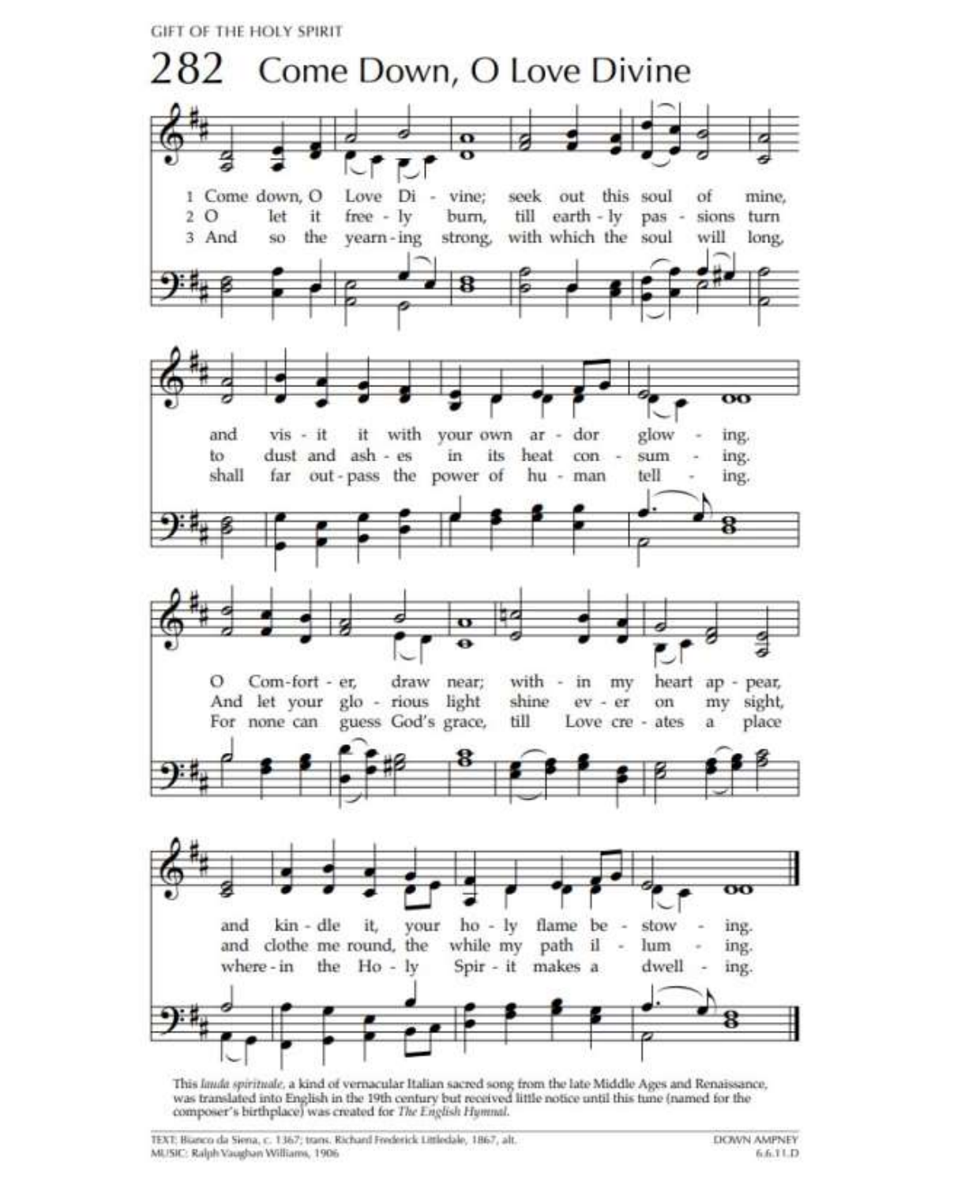GIFT OF THE HOLY SPIRIT

# 282 Come Down, O Love Divine

1 Come down, O Love Divine; seek out this soul of mine, and visit it with your own ardor glowing.
O Comforter, draw near; within my heart appear, and kindle it, your holy flame bestowing.

2 O let it freely burn, till earthly passions turn to dust and ashes in its heat consuming.
And let your glorious light shine ever on my sight, and clothe me round, the while my path illuming.

3 And so the yearning strong, with which the soul will long, shall far outpass the power of human telling.
For none can guess God's grace, till Love creates a place wherein the Holy Spirit makes a dwelling.

This *lauda spirituale*, a kind of vernacular Italian sacred song from the late Middle Ages and Renaissance, was translated into English in the 19th century but received little notice until this tune (named for the composer's birthplace) was created for *The English Hymnal*.

TEXT: Bianco da Siena, c. 1367; trans. Richard Frederick Littledale, 1867, alt.
MUSIC: Ralph Vaughan Williams, 1906

DOWN AMPNEY
6.6.11.D